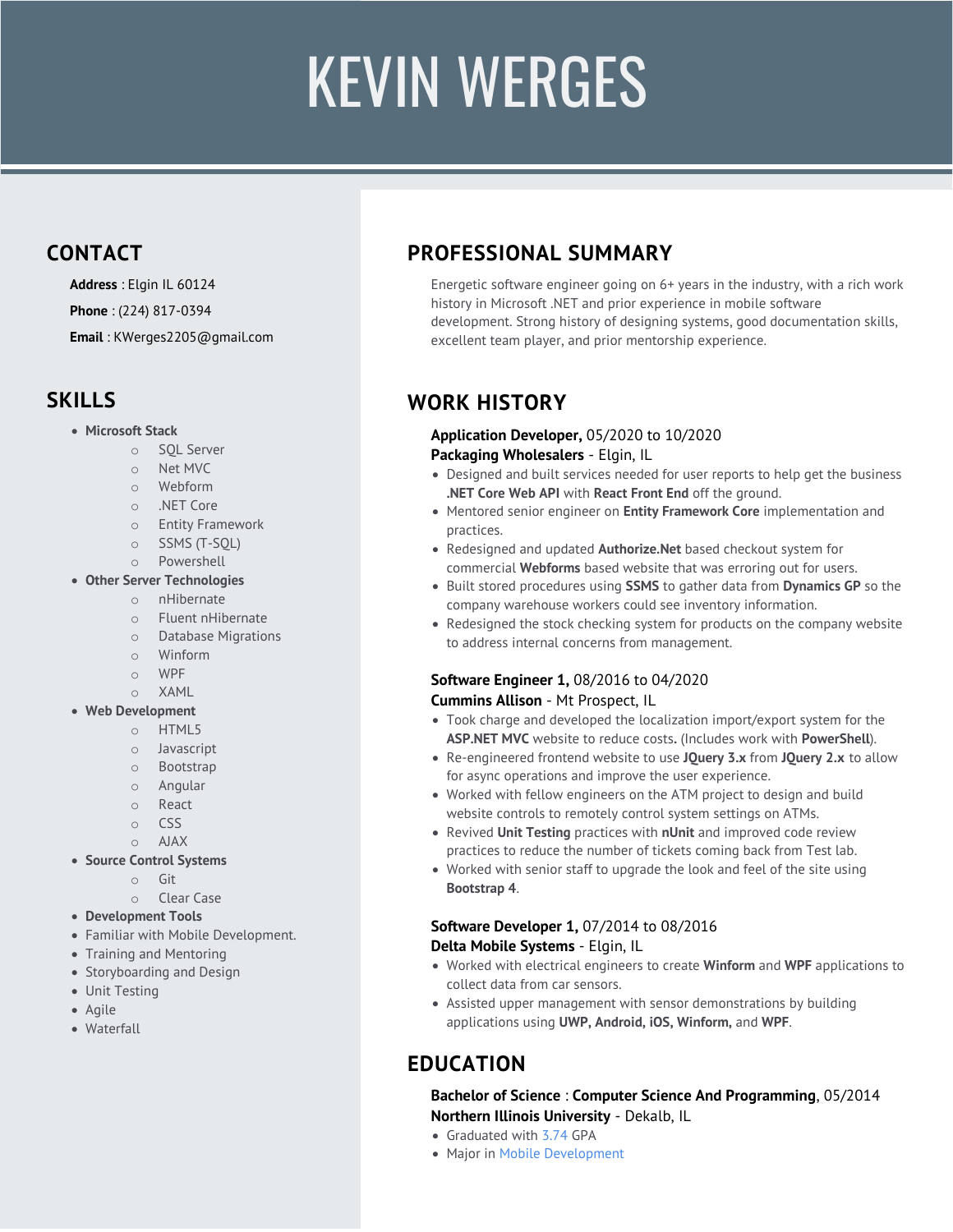# KEVIN WERGES

## CONTACT

**Address** : Elgin IL 60124

**Phone** : (224) 817-0394

**Email** : KWerges2205@gmail.com

## SKILLS

- **Microsoft Stack**
  - SQL Server
  - Net MVC
  - Webform
  - .NET Core
  - Entity Framework
  - SSMS (T-SQL)
  - Powershell
- **Other Server Technologies**
  - nHibernate
  - Fluent nHibernate
  - Database Migrations
  - Winform
  - WPF
  - XAML
- **Web Development**
  - HTML5
  - Javascript
  - Bootstrap
  - Angular
  - React
  - CSS
  - AJAX
- **Source Control Systems**
  - Git
  - Clear Case
- **Development Tools**
- Familiar with Mobile Development.
- Training and Mentoring
- Storyboarding and Design
- Unit Testing
- Agile
- Waterfall

## PROFESSIONAL SUMMARY

Energetic software engineer going on 6+ years in the industry, with a rich work history in Microsoft .NET and prior experience in mobile software development. Strong history of designing systems, good documentation skills, excellent team player, and prior mentorship experience.

## WORK HISTORY

**Application Developer,** 05/2020 to 10/2020
**Packaging Wholesalers** - Elgin, IL

- Designed and built services needed for user reports to help get the business **.NET Core Web API** with **React Front End** off the ground.
- Mentored senior engineer on **Entity Framework Core** implementation and practices.
- Redesigned and updated **Authorize.Net** based checkout system for commercial **Webforms** based website that was erroring out for users.
- Built stored procedures using **SSMS** to gather data from **Dynamics GP** so the company warehouse workers could see inventory information.
- Redesigned the stock checking system for products on the company website to address internal concerns from management.

**Software Engineer 1,** 08/2016 to 04/2020
**Cummins Allison** - Mt Prospect, IL

- Took charge and developed the localization import/export system for the **ASP.NET MVC** website to reduce costs**.** (Includes work with **PowerShell**).
- Re-engineered frontend website to use **JQuery 3.x** from **JQuery 2.x** to allow for async operations and improve the user experience.
- Worked with fellow engineers on the ATM project to design and build website controls to remotely control system settings on ATMs.
- Revived **Unit Testing** practices with **nUnit** and improved code review practices to reduce the number of tickets coming back from Test lab.
- Worked with senior staff to upgrade the look and feel of the site using **Bootstrap 4**.

**Software Developer 1,** 07/2014 to 08/2016
**Delta Mobile Systems** - Elgin, IL

- Worked with electrical engineers to create **Winform** and **WPF** applications to collect data from car sensors.
- Assisted upper management with sensor demonstrations by building applications using **UWP, Android, iOS, Winform,** and **WPF**.

## EDUCATION

**Bachelor of Science** : **Computer Science And Programming**, 05/2014
**Northern Illinois University** - Dekalb, IL

- Graduated with 3.74 GPA
- Major in Mobile Development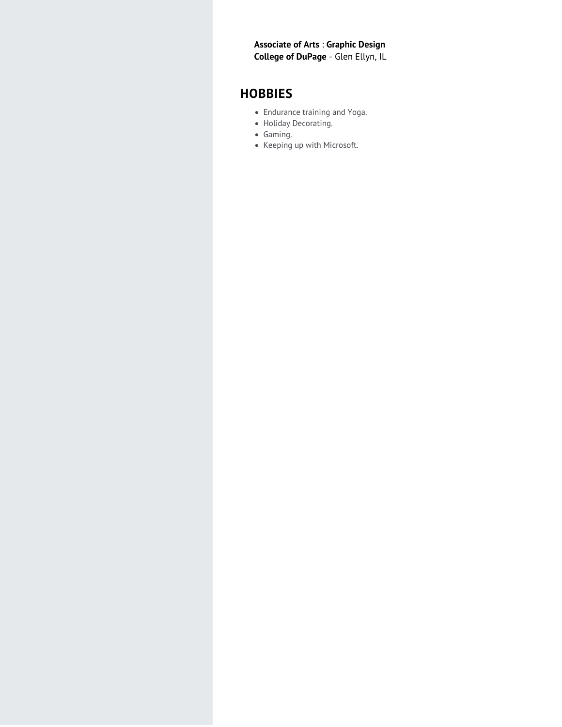**Associate of Arts** : **Graphic Design**
**College of DuPage** - Glen Ellyn, IL

## HOBBIES

- Endurance training and Yoga.
- Holiday Decorating.
- Gaming.
- Keeping up with Microsoft.